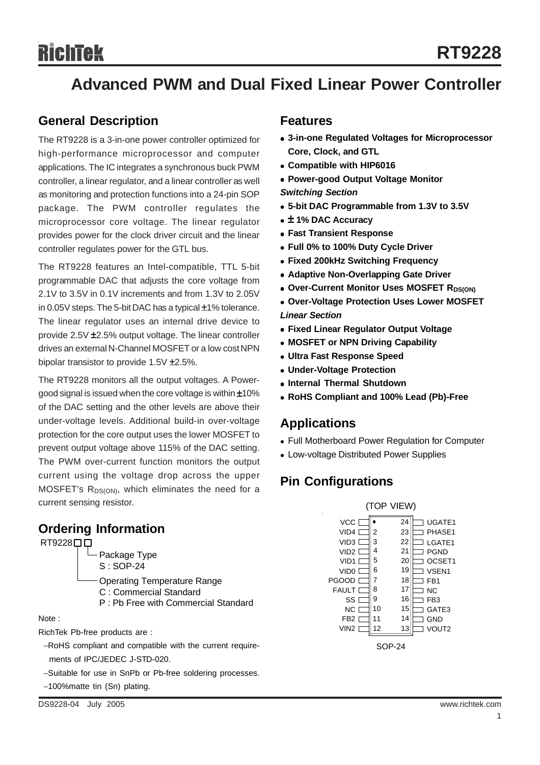# RT9228

## Advanced PWM and Dual Fixed Linear Power Controller

## General Description

The RT9228 is a 3-in-one power controller optimized for high-performance microprocessor and computer applications. The IC integrates a synchronous buck PWM controller, a linear regulator, and a linear controller as well as monitoring and protection functions into a 24-pin SOP package. The PWM controller regulates the microprocessor core voltage. The linear regulator provides power for the clock driver circuit and the linear controller regulates power for the GTL bus.

The RT9228 features an Intel-compatible, TTL 5-bit programmable DAC that adjusts the core voltage from 2.1V to 3.5V in 0.1V increments and from 1.3V to 2.05V in 0.05V steps. The 5-bit DAC has a typical ±1% tolerance. The linear regulator uses an internal drive device to provide 2.5V ±2.5% output voltage. The linear controller drives an external N-Channel MOSFET or a low cost NPN bipolar transistor to provide 1.5V ±2.5%.

The RT9228 monitors all the output voltages. A Power-good signal is issued when the core voltage is within ±10% of the DAC setting and the other levels are above their under-voltage levels. Additional build-in over-voltage protection for the core output uses the lower MOSFET to prevent output voltage above 115% of the DAC setting. The PWM over-current function monitors the output current using the voltage drop across the upper MOSFET's $R_{DS(ON)}$, which eliminates the need for a current sensing resistor.

## Ordering Information

RT9228□□

- Package Type
  - S : SOP-24
- Operating Temperature Range
  - C : Commercial Standard
  - P : Pb Free with Commercial Standard

Note :

RichTek Pb-free products are :

- RoHS compliant and compatible with the current requirements of IPC/JEDEC J-STD-020.
- Suitable for use in SnPb or Pb-free soldering processes.
- 100%matte tin (Sn) plating.

## Features

- **3-in-one Regulated Voltages for Microprocessor Core, Clock, and GTL**
- **Compatible with HIP6016**
- **Power-good Output Voltage Monitor**

***Switching Section***

- **5-bit DAC Programmable from 1.3V to 3.5V**
- **± 1% DAC Accuracy**
- **Fast Transient Response**
- **Full 0% to 100% Duty Cycle Driver**
- **Fixed 200kHz Switching Frequency**
- **Adaptive Non-Overlapping Gate Driver**
- **Over-Current Monitor Uses MOSFET $R_{DS(ON)}$**
- **Over-Voltage Protection Uses Lower MOSFET**

***Linear Section***

- **Fixed Linear Regulator Output Voltage**
- **MOSFET or NPN Driving Capability**
- **Ultra Fast Response Speed**
- **Under-Voltage Protection**
- **Internal Thermal Shutdown**
- **RoHS Compliant and 100% Lead (Pb)-Free**

## Applications

- Full Motherboard Power Regulation for Computer
- Low-voltage Distributed Power Supplies

## Pin Configurations

(TOP VIEW)

| Pin | Name | Pin | Name |
|---|---|---|---|
| 1 | VCC | 24 | UGATE1 |
| 2 | VID4 | 23 | PHASE1 |
| 3 | VID3 | 22 | LGATE1 |
| 4 | VID2 | 21 | PGND |
| 5 | VID1 | 20 | OCSET1 |
| 6 | VID0 | 19 | VSEN1 |
| 7 | PGOOD | 18 | FB1 |
| 8 | FAULT | 17 | NC |
| 9 | SS | 16 | FB3 |
| 10 | NC | 15 | GATE3 |
| 11 | FB2 | 14 | GND |
| 12 | VIN2 | 13 | VOUT2 |

SOP-24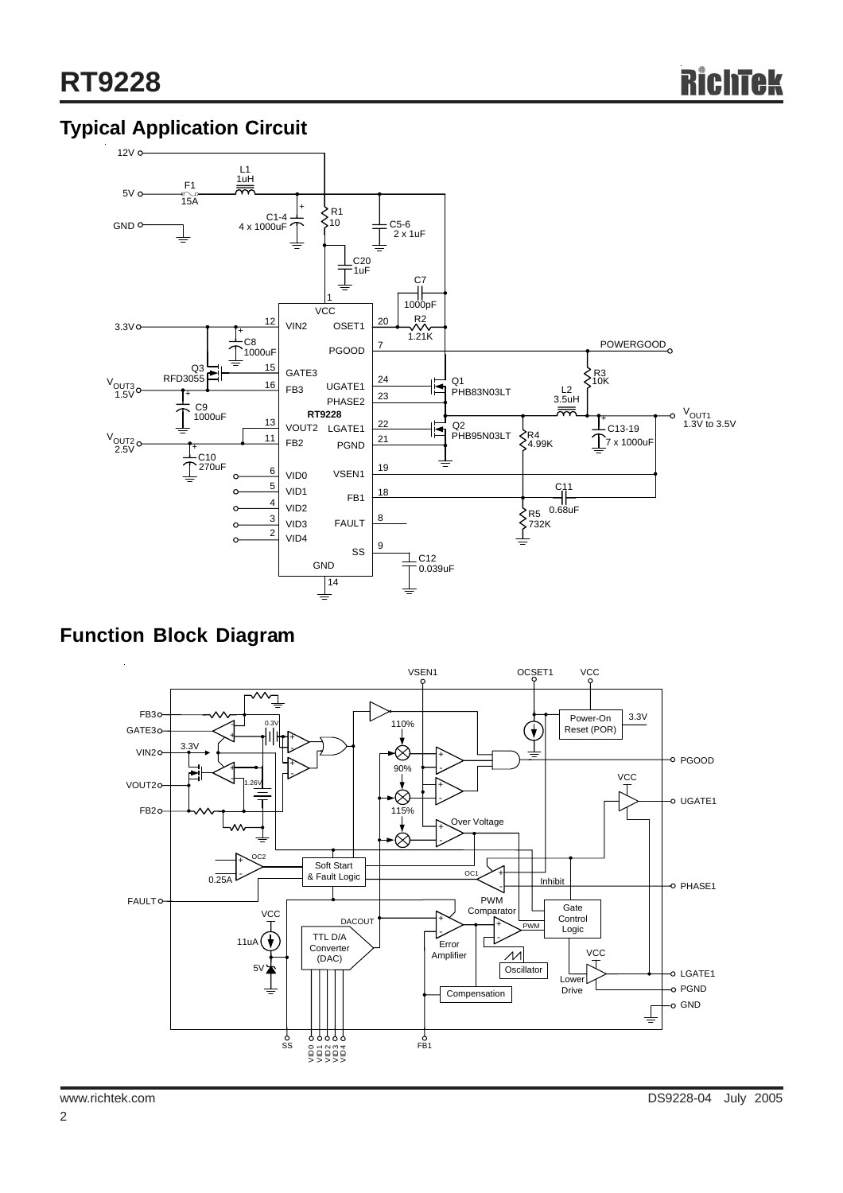## Typical Application Circuit

## Function Block Diagram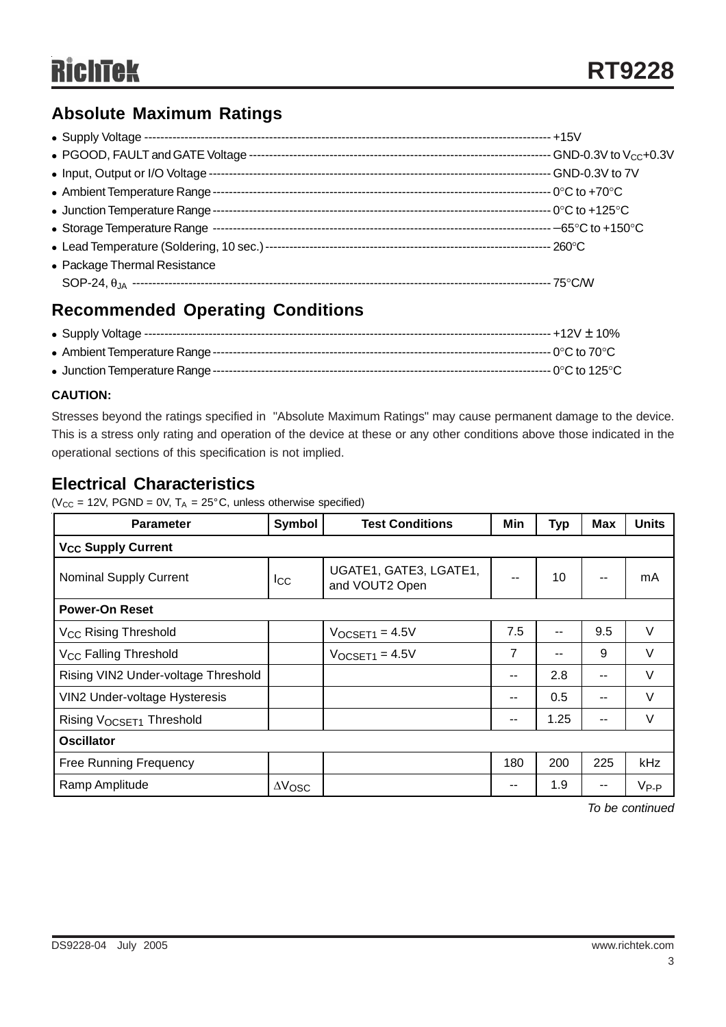## Absolute Maximum Ratings

- Supply Voltage ---------- +15V
- PGOOD, FAULT and GATE Voltage ---------- GND-0.3V to $V_{CC}$+0.3V
- Input, Output or I/O Voltage ---------- GND-0.3V to 7V
- Ambient Temperature Range ---------- 0°C to +70°C
- Junction Temperature Range ---------- 0°C to +125°C
- Storage Temperature Range ---------- −65°C to +150°C
- Lead Temperature (Soldering, 10 sec.) ---------- 260°C
- Package Thermal Resistance
  SOP-24, $\theta_{JA}$ ---------- 75°C/W

## Recommended Operating Conditions

- Supply Voltage ---------- +12V ± 10%
- Ambient Temperature Range ---------- 0°C to 70°C
- Junction Temperature Range ---------- 0°C to 125°C

**CAUTION:**

Stresses beyond the ratings specified in "Absolute Maximum Ratings" may cause permanent damage to the device. This is a stress only rating and operation of the device at these or any other conditions above those indicated in the operational sections of this specification is not implied.

## Electrical Characteristics

($V_{CC}$ = 12V, PGND = 0V, $T_A$ = 25°C, unless otherwise specified)

| Parameter | Symbol | Test Conditions | Min | Typ | Max | Units |
|---|---|---|---|---|---|---|
| **$V_{CC}$ Supply Current** | | | | | | |
| Nominal Supply Current | $I_{CC}$ | UGATE1, GATE3, LGATE1, and VOUT2 Open | -- | 10 | -- | mA |
| **Power-On Reset** | | | | | | |
| $V_{CC}$ Rising Threshold | | $V_{OCSET1}$ = 4.5V | 7.5 | -- | 9.5 | V |
| $V_{CC}$ Falling Threshold | | $V_{OCSET1}$ = 4.5V | 7 | -- | 9 | V |
| Rising VIN2 Under-voltage Threshold | | | -- | 2.8 | -- | V |
| VIN2 Under-voltage Hysteresis | | | -- | 0.5 | -- | V |
| Rising $V_{OCSET1}$ Threshold | | | -- | 1.25 | -- | V |
| **Oscillator** | | | | | | |
| Free Running Frequency | | | 180 | 200 | 225 | kHz |
| Ramp Amplitude | $\Delta V_{OSC}$ | | -- | 1.9 | -- | $V_{P-P}$ |

*To be continued*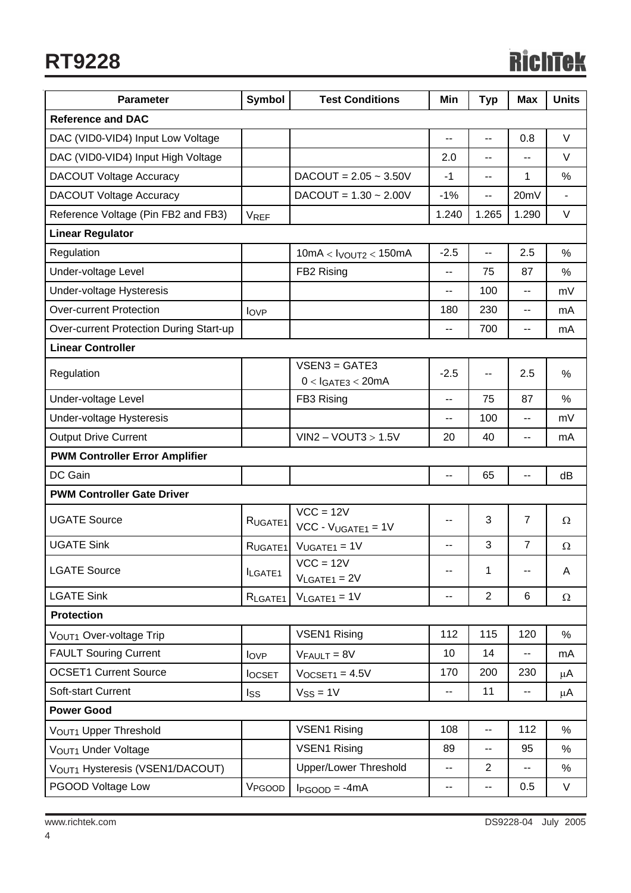| Parameter | Symbol | Test Conditions | Min | Typ | Max | Units |
|---|---|---|---|---|---|---|
| **Reference and DAC** | | | | | | |
| DAC (VID0-VID4) Input Low Voltage | | | -- | -- | 0.8 | V |
| DAC (VID0-VID4) Input High Voltage | | | 2.0 | -- | -- | V |
| DACOUT Voltage Accuracy | | DACOUT = 2.05 ~ 3.50V | -1 | -- | 1 | % |
| DACOUT Voltage Accuracy | | DACOUT = 1.30 ~ 2.00V | -1% | -- | 20mV | - |
| Reference Voltage (Pin FB2 and FB3) | $V_{REF}$ | | 1.240 | 1.265 | 1.290 | V |
| **Linear Regulator** | | | | | | |
| Regulation | | $10mA < I_{VOUT2} < 150mA$ | -2.5 | -- | 2.5 | % |
| Under-voltage Level | | FB2 Rising | -- | 75 | 87 | % |
| Under-voltage Hysteresis | | | -- | 100 | -- | mV |
| Over-current Protection | $I_{OVP}$ | | 180 | 230 | -- | mA |
| Over-current Protection During Start-up | | | -- | 700 | -- | mA |
| **Linear Controller** | | | | | | |
| Regulation | | VSEN3 = GATE3<br>$0 < I_{GATE3} < 20mA$ | -2.5 | -- | 2.5 | % |
| Under-voltage Level | | FB3 Rising | -- | 75 | 87 | % |
| Under-voltage Hysteresis | | | -- | 100 | -- | mV |
| Output Drive Current | | VIN2 – VOUT3 > 1.5V | 20 | 40 | -- | mA |
| **PWM Controller Error Amplifier** | | | | | | |
| DC Gain | | | -- | 65 | -- | dB |
| **PWM Controller Gate Driver** | | | | | | |
| UGATE Source | $R_{UGATE1}$ | VCC = 12V<br>VCC - $V_{UGATE1}$ = 1V | -- | 3 | 7 | Ω |
| UGATE Sink | $R_{UGATE1}$ | $V_{UGATE1}$ = 1V | -- | 3 | 7 | Ω |
| LGATE Source | $I_{LGATE1}$ | VCC = 12V<br>$V_{LGATE1}$ = 2V | -- | 1 | -- | A |
| LGATE Sink | $R_{LGATE1}$ | $V_{LGATE1}$ = 1V | -- | 2 | 6 | Ω |
| **Protection** | | | | | | |
| $V_{OUT1}$ Over-voltage Trip | | VSEN1 Rising | 112 | 115 | 120 | % |
| FAULT Souring Current | $I_{OVP}$ | $V_{FAULT}$ = 8V | 10 | 14 | -- | mA |
| OCSET1 Current Source | $I_{OCSET}$ | $V_{OCSET1}$ = 4.5V | 170 | 200 | 230 | μA |
| Soft-start Current | $I_{SS}$ | $V_{SS}$ = 1V | -- | 11 | -- | μA |
| **Power Good** | | | | | | |
| $V_{OUT1}$ Upper Threshold | | VSEN1 Rising | 108 | -- | 112 | % |
| $V_{OUT1}$ Under Voltage | | VSEN1 Rising | 89 | -- | 95 | % |
| $V_{OUT1}$ Hysteresis (VSEN1/DACOUT) | | Upper/Lower Threshold | -- | 2 | -- | % |
| PGOOD Voltage Low | $V_{PGOOD}$ | $I_{PGOOD}$ = -4mA | -- | -- | 0.5 | V |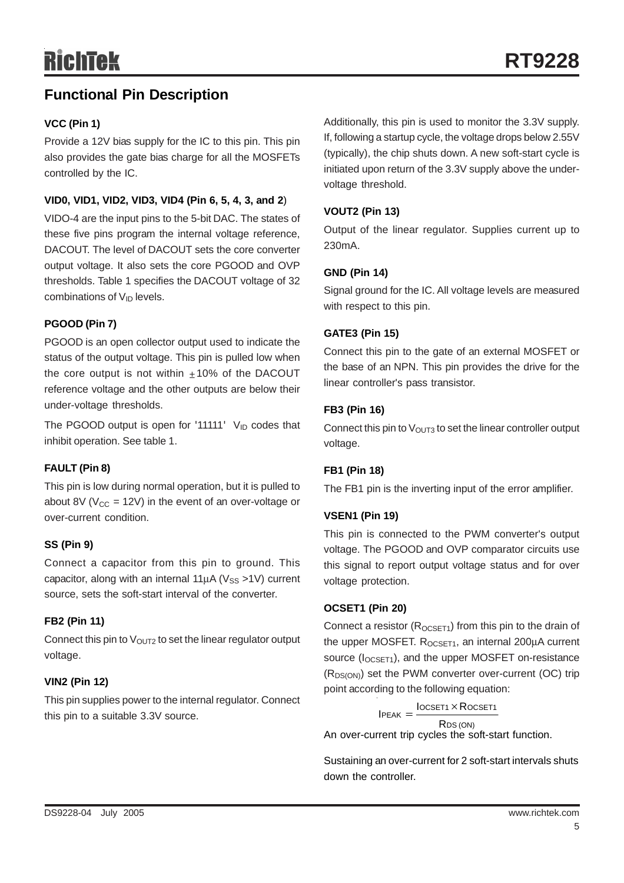## Functional Pin Description

### VCC (Pin 1)

Provide a 12V bias supply for the IC to this pin. This pin also provides the gate bias charge for all the MOSFETs controlled by the IC.

### VID0, VID1, VID2, VID3, VID4 (Pin 6, 5, 4, 3, and 2)

VIDO-4 are the input pins to the 5-bit DAC. The states of these five pins program the internal voltage reference, DACOUT. The level of DACOUT sets the core converter output voltage. It also sets the core PGOOD and OVP thresholds. Table 1 specifies the DACOUT voltage of 32 combinations of $V_{ID}$ levels.

### PGOOD (Pin 7)

PGOOD is an open collector output used to indicate the status of the output voltage. This pin is pulled low when the core output is not within $\pm$10% of the DACOUT reference voltage and the other outputs are below their under-voltage thresholds.

The PGOOD output is open for '11111' $V_{ID}$ codes that inhibit operation. See table 1.

### FAULT (Pin 8)

This pin is low during normal operation, but it is pulled to about 8V ($V_{CC}$ = 12V) in the event of an over-voltage or over-current condition.

### SS (Pin 9)

Connect a capacitor from this pin to ground. This capacitor, along with an internal 11μA ($V_{SS}$ >1V) current source, sets the soft-start interval of the converter.

### FB2 (Pin 11)

Connect this pin to $V_{OUT2}$ to set the linear regulator output voltage.

### VIN2 (Pin 12)

This pin supplies power to the internal regulator. Connect this pin to a suitable 3.3V source.

Additionally, this pin is used to monitor the 3.3V supply. If, following a startup cycle, the voltage drops below 2.55V (typically), the chip shuts down. A new soft-start cycle is initiated upon return of the 3.3V supply above the under-voltage threshold.

### VOUT2 (Pin 13)

Output of the linear regulator. Supplies current up to 230mA.

### GND (Pin 14)

Signal ground for the IC. All voltage levels are measured with respect to this pin.

### GATE3 (Pin 15)

Connect this pin to the gate of an external MOSFET or the base of an NPN. This pin provides the drive for the linear controller's pass transistor.

### FB3 (Pin 16)

Connect this pin to $V_{OUT3}$ to set the linear controller output voltage.

### FB1 (Pin 18)

The FB1 pin is the inverting input of the error amplifier.

### VSEN1 (Pin 19)

This pin is connected to the PWM converter's output voltage. The PGOOD and OVP comparator circuits use this signal to report output voltage status and for over voltage protection.

### OCSET1 (Pin 20)

Connect a resistor ($R_{OCSET1}$) from this pin to the drain of the upper MOSFET. $R_{OCSET1}$, an internal 200μA current source ($I_{OCSET1}$), and the upper MOSFET on-resistance ($R_{DS(ON)}$) set the PWM converter over-current (OC) trip point according to the following equation:

$$I_{PEAK} = \frac{I_{OCSET1} \times R_{OCSET1}}{R_{DS(ON)}}$$

An over-current trip cycles the soft-start function.

Sustaining an over-current for 2 soft-start intervals shuts down the controller.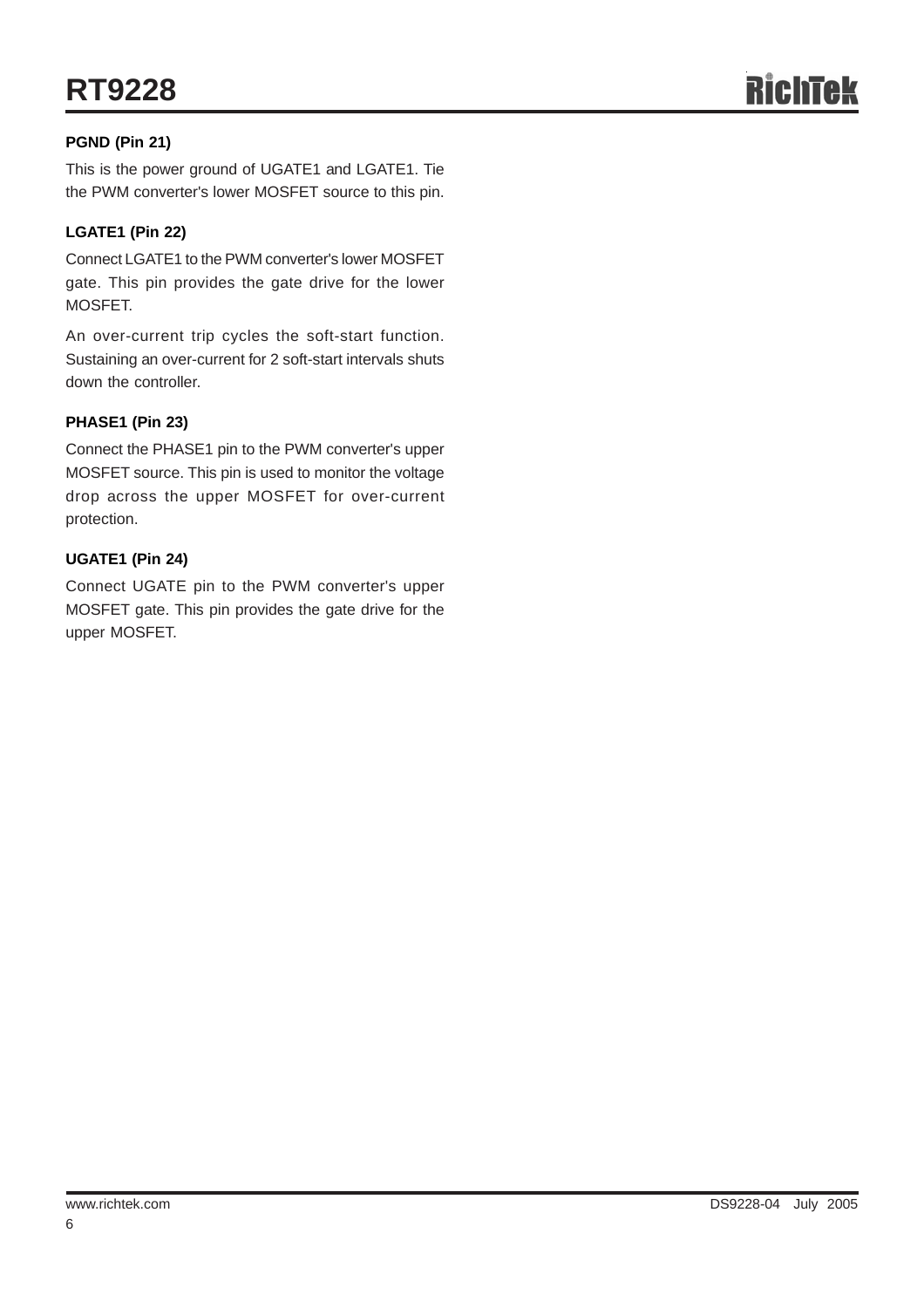**PGND (Pin 21)**

This is the power ground of UGATE1 and LGATE1. Tie the PWM converter's lower MOSFET source to this pin.

**LGATE1 (Pin 22)**

Connect LGATE1 to the PWM converter's lower MOSFET gate. This pin provides the gate drive for the lower MOSFET.

An over-current trip cycles the soft-start function. Sustaining an over-current for 2 soft-start intervals shuts down the controller.

**PHASE1 (Pin 23)**

Connect the PHASE1 pin to the PWM converter's upper MOSFET source. This pin is used to monitor the voltage drop across the upper MOSFET for over-current protection.

**UGATE1 (Pin 24)**

Connect UGATE pin to the PWM converter's upper MOSFET gate. This pin provides the gate drive for the upper MOSFET.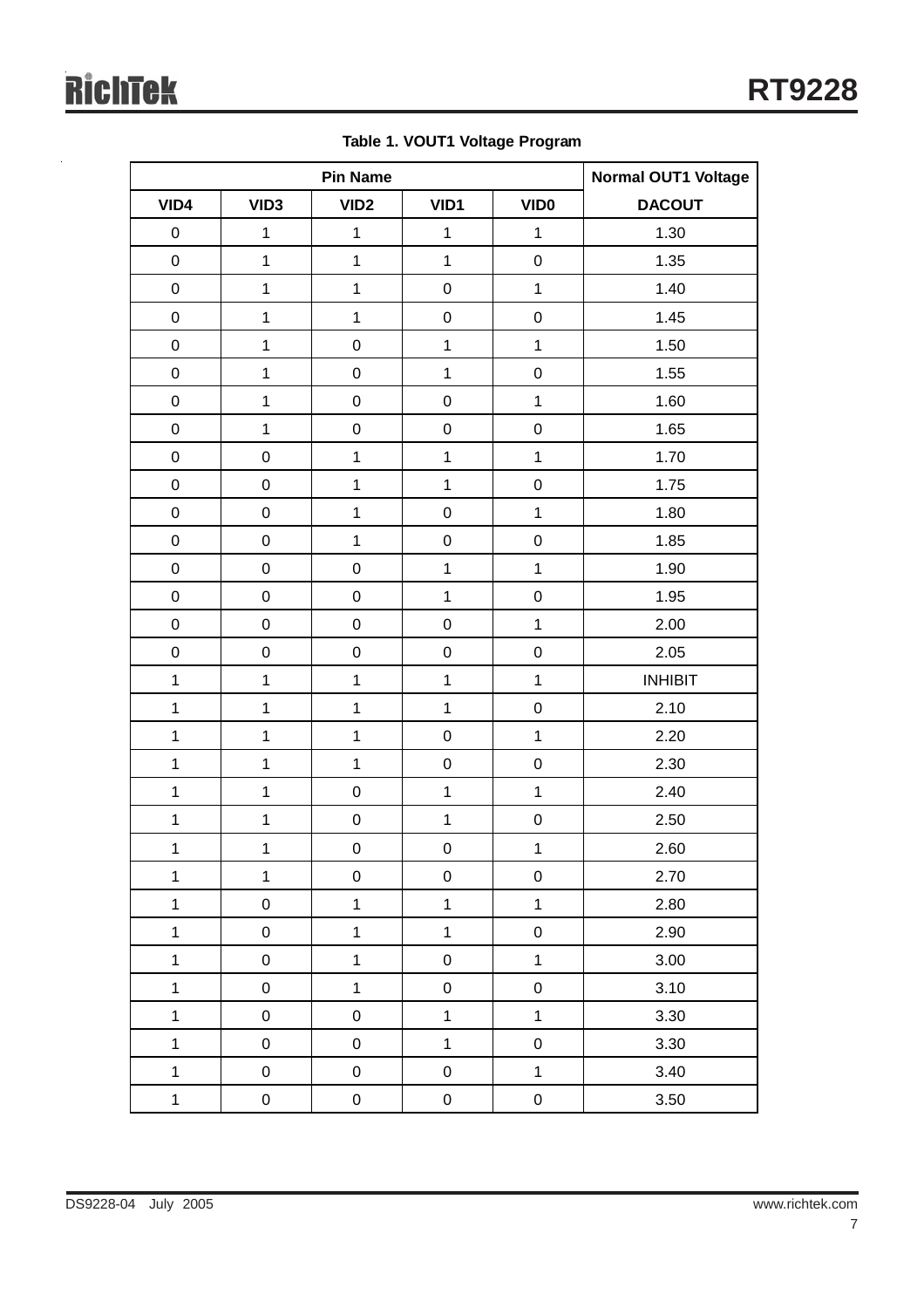**Table 1. VOUT1 Voltage Program**

| Pin Name | | | | | Normal OUT1 Voltage |
|---|---|---|---|---|---|
| VID4 | VID3 | VID2 | VID1 | VID0 | DACOUT |
| 0 | 1 | 1 | 1 | 1 | 1.30 |
| 0 | 1 | 1 | 1 | 0 | 1.35 |
| 0 | 1 | 1 | 0 | 1 | 1.40 |
| 0 | 1 | 1 | 0 | 0 | 1.45 |
| 0 | 1 | 0 | 1 | 1 | 1.50 |
| 0 | 1 | 0 | 1 | 0 | 1.55 |
| 0 | 1 | 0 | 0 | 1 | 1.60 |
| 0 | 1 | 0 | 0 | 0 | 1.65 |
| 0 | 0 | 1 | 1 | 1 | 1.70 |
| 0 | 0 | 1 | 1 | 0 | 1.75 |
| 0 | 0 | 1 | 0 | 1 | 1.80 |
| 0 | 0 | 1 | 0 | 0 | 1.85 |
| 0 | 0 | 0 | 1 | 1 | 1.90 |
| 0 | 0 | 0 | 1 | 0 | 1.95 |
| 0 | 0 | 0 | 0 | 1 | 2.00 |
| 0 | 0 | 0 | 0 | 0 | 2.05 |
| 1 | 1 | 1 | 1 | 1 | INHIBIT |
| 1 | 1 | 1 | 1 | 0 | 2.10 |
| 1 | 1 | 1 | 0 | 1 | 2.20 |
| 1 | 1 | 1 | 0 | 0 | 2.30 |
| 1 | 1 | 0 | 1 | 1 | 2.40 |
| 1 | 1 | 0 | 1 | 0 | 2.50 |
| 1 | 1 | 0 | 0 | 1 | 2.60 |
| 1 | 1 | 0 | 0 | 0 | 2.70 |
| 1 | 0 | 1 | 1 | 1 | 2.80 |
| 1 | 0 | 1 | 1 | 0 | 2.90 |
| 1 | 0 | 1 | 0 | 1 | 3.00 |
| 1 | 0 | 1 | 0 | 0 | 3.10 |
| 1 | 0 | 0 | 1 | 1 | 3.30 |
| 1 | 0 | 0 | 1 | 0 | 3.30 |
| 1 | 0 | 0 | 0 | 1 | 3.40 |
| 1 | 0 | 0 | 0 | 0 | 3.50 |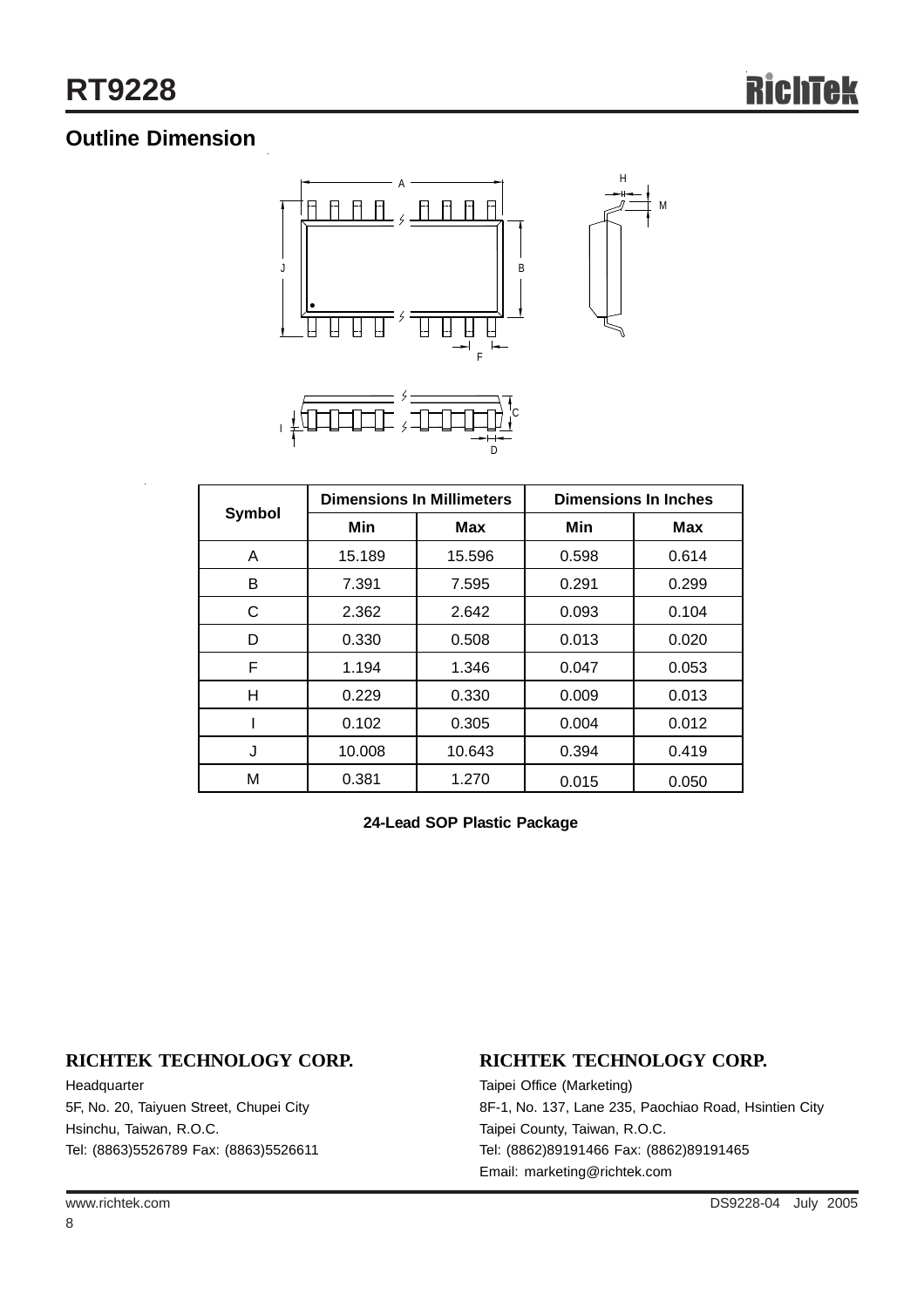## Outline Dimension

A
H
M
J
B
F
C
I
D

| Symbol | Dimensions In Millimeters | | Dimensions In Inches | |
|---|---|---|---|---|
| | Min | Max | Min | Max |
| A | 15.189 | 15.596 | 0.598 | 0.614 |
| B | 7.391 | 7.595 | 0.291 | 0.299 |
| C | 2.362 | 2.642 | 0.093 | 0.104 |
| D | 0.330 | 0.508 | 0.013 | 0.020 |
| F | 1.194 | 1.346 | 0.047 | 0.053 |
| H | 0.229 | 0.330 | 0.009 | 0.013 |
| I | 0.102 | 0.305 | 0.004 | 0.012 |
| J | 10.008 | 10.643 | 0.394 | 0.419 |
| M | 0.381 | 1.270 | 0.015 | 0.050 |

**24-Lead SOP Plastic Package**

**RICHTEK TECHNOLOGY CORP.**

Headquarter
5F, No. 20, Taiyuen Street, Chupei City
Hsinchu, Taiwan, R.O.C.
Tel: (8863)5526789 Fax: (8863)5526611

**RICHTEK TECHNOLOGY CORP.**

Taipei Office (Marketing)
8F-1, No. 137, Lane 235, Paochiao Road, Hsintien City
Taipei County, Taiwan, R.O.C.
Tel: (8862)89191466 Fax: (8862)89191465
Email: marketing@richtek.com